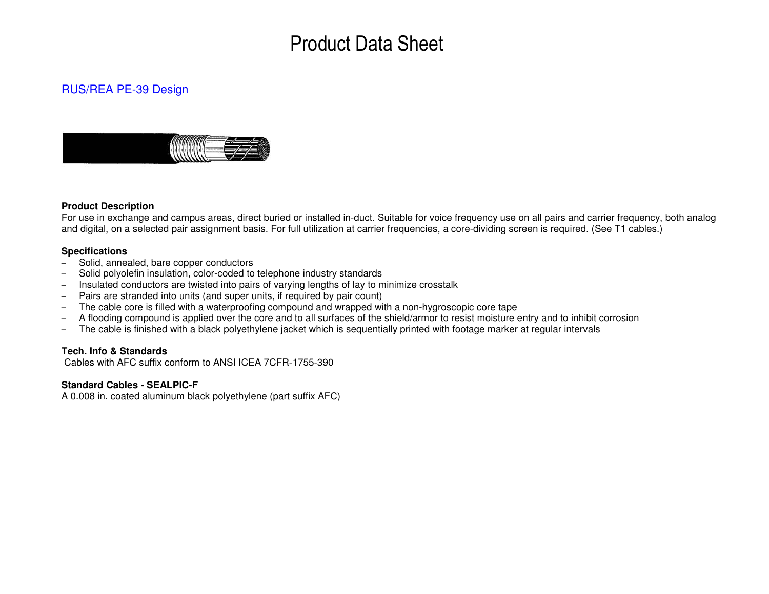# Product Data Sheet

## RUS/REA PE-39 Design

**Product Description**

For use in exchange and campus areas, direct buried or installed in-duct. Suitable for voice frequency use on all pairs and carrier frequency, both analog and digital, on a selected pair assignment basis. For full utilization at carrier frequencies, a core-dividing screen is required. (See T1 cables.)

**Specifications**

- Solid, annealed, bare copper conductors
- Solid polyolefin insulation, color-coded to telephone industry standards
- Insulated conductors are twisted into pairs of varying lengths of lay to minimize crosstalk
- Pairs are stranded into units (and super units, if required by pair count)
- The cable core is filled with a waterproofing compound and wrapped with a non-hygroscopic core tape
- A flooding compound is applied over the core and to all surfaces of the shield/armor to resist moisture entry and to inhibit corrosion
- The cable is finished with a black polyethylene jacket which is sequentially printed with footage marker at regular intervals

**Tech. Info & Standards**

Cables with AFC suffix conform to ANSI ICEA 7CFR-1755-390

**Standard Cables - SEALPIC-F**

A 0.008 in. coated aluminum black polyethylene (part suffix AFC)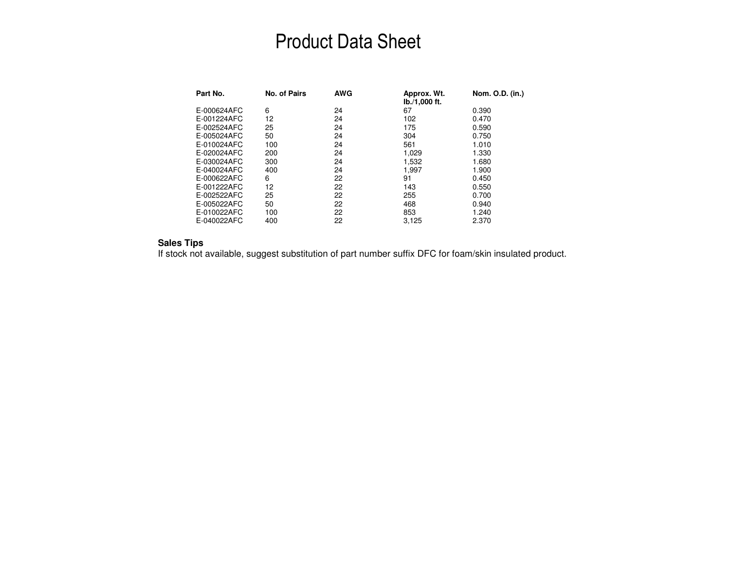# Product Data Sheet

| Part No. | No. of Pairs | AWG | Approx. Wt. lb./1,000 ft. | Nom. O.D. (in.) |
| --- | --- | --- | --- | --- |
| E-000624AFC | 6 | 24 | 67 | 0.390 |
| E-001224AFC | 12 | 24 | 102 | 0.470 |
| E-002524AFC | 25 | 24 | 175 | 0.590 |
| E-005024AFC | 50 | 24 | 304 | 0.750 |
| E-010024AFC | 100 | 24 | 561 | 1.010 |
| E-020024AFC | 200 | 24 | 1,029 | 1.330 |
| E-030024AFC | 300 | 24 | 1,532 | 1.680 |
| E-040024AFC | 400 | 24 | 1,997 | 1.900 |
| E-000622AFC | 6 | 22 | 91 | 0.450 |
| E-001222AFC | 12 | 22 | 143 | 0.550 |
| E-002522AFC | 25 | 22 | 255 | 0.700 |
| E-005022AFC | 50 | 22 | 468 | 0.940 |
| E-010022AFC | 100 | 22 | 853 | 1.240 |
| E-040022AFC | 400 | 22 | 3,125 | 2.370 |

**Sales Tips**

If stock not available, suggest substitution of part number suffix DFC for foam/skin insulated product.